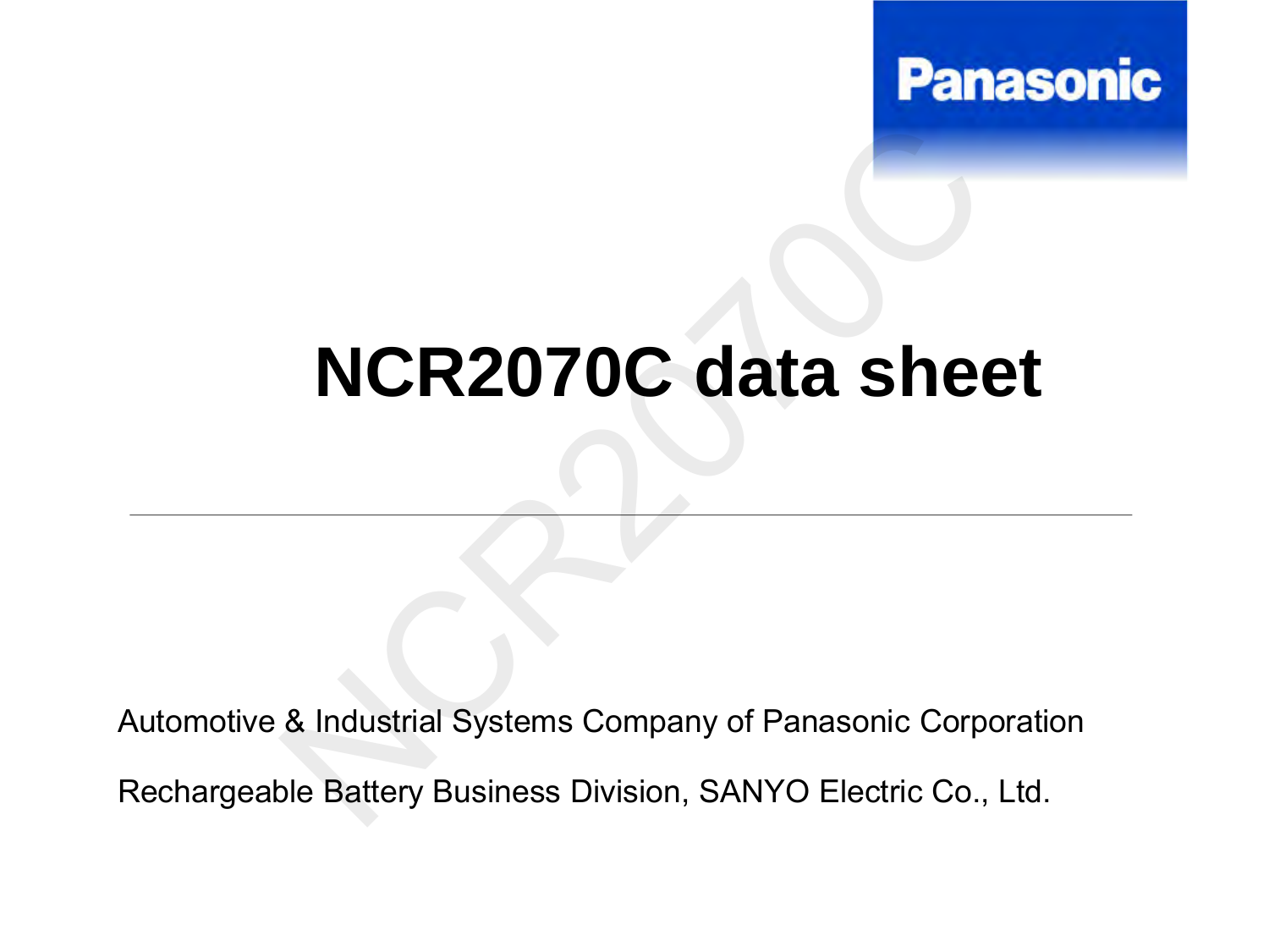Panasonic

# NCR2070C data sheet

---

Automotive & Industrial Systems Company of Panasonic Corporation

Rechargeable Battery Business Division, SANYO Electric Co., Ltd.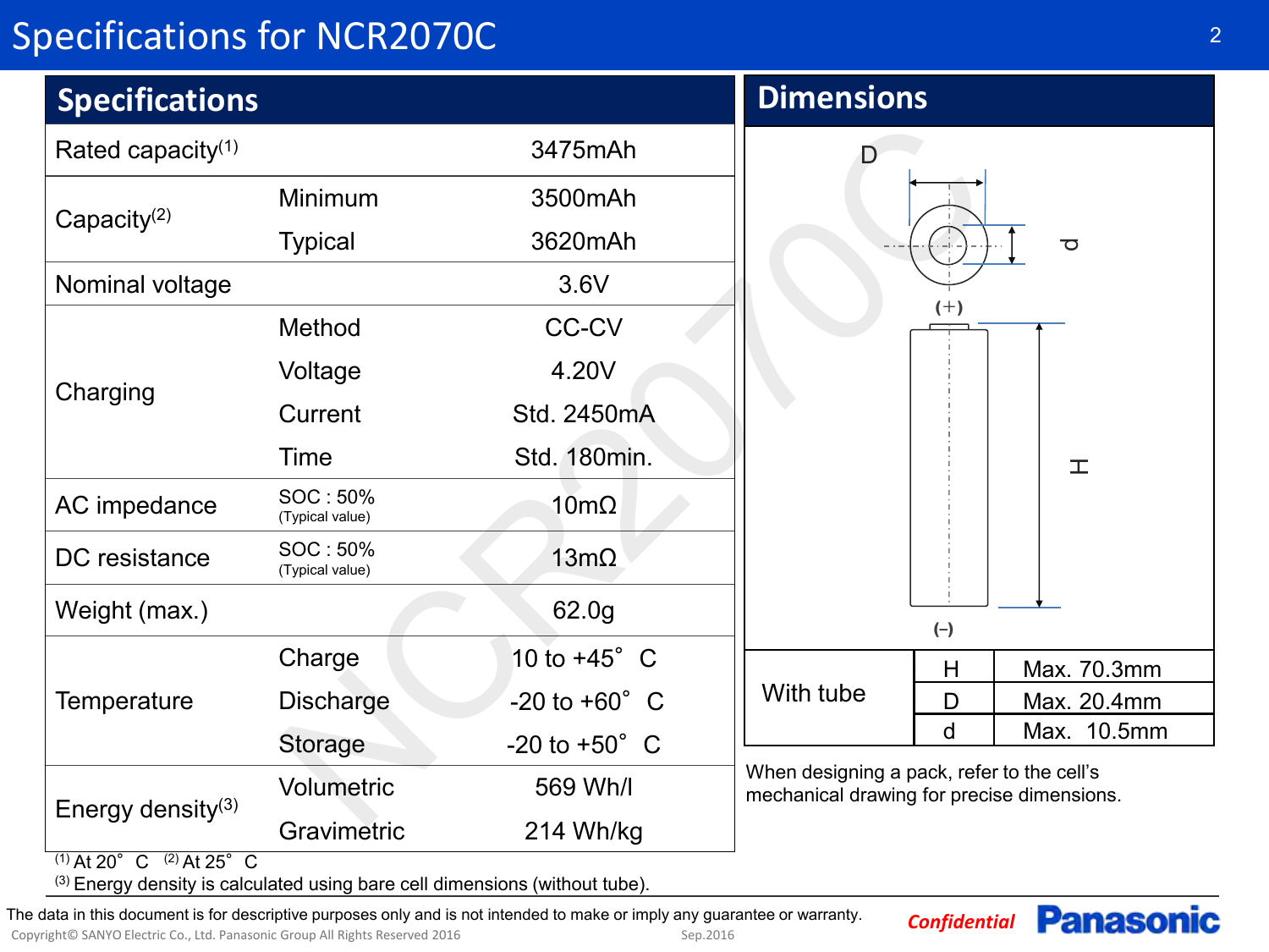# Specifications for NCR2070C

## Specifications

| Item | Condition | Value |
|---|---|---|
| Rated capacity(1) | | 3475mAh |
| Capacity(2) | Minimum | 3500mAh |
| | Typical | 3620mAh |
| Nominal voltage | | 3.6V |
| Charging | Method | CC-CV |
| | Voltage | 4.20V |
| | Current | Std. 2450mA |
| | Time | Std. 180min. |
| AC impedance | SOC : 50% (Typical value) | 10mΩ |
| DC resistance | SOC : 50% (Typical value) | 13mΩ |
| Weight (max.) | | 62.0g |
| Temperature | Charge | 10 to +45° C |
| | Discharge | -20 to +60° C |
| | Storage | -20 to +50° C |
| Energy density(3) | Volumetric | 569 Wh/l |
| | Gravimetric | 214 Wh/kg |

(1) At 20° C (2) At 25° C
(3) Energy density is calculated using bare cell dimensions (without tube).

## Dimensions

D, d, H, (+), (−)

| | | |
|---|---|---|
| With tube | H | Max. 70.3mm |
| | D | Max. 20.4mm |
| | d | Max. 10.5mm |

When designing a pack, refer to the cell's mechanical drawing for precise dimensions.

The data in this document is for descriptive purposes only and is not intended to make or imply any guarantee or warranty.

Copyright© SANYO Electric Co., Ltd. Panasonic Group All Rights Reserved 2016 Sep.2016

*Confidential* Panasonic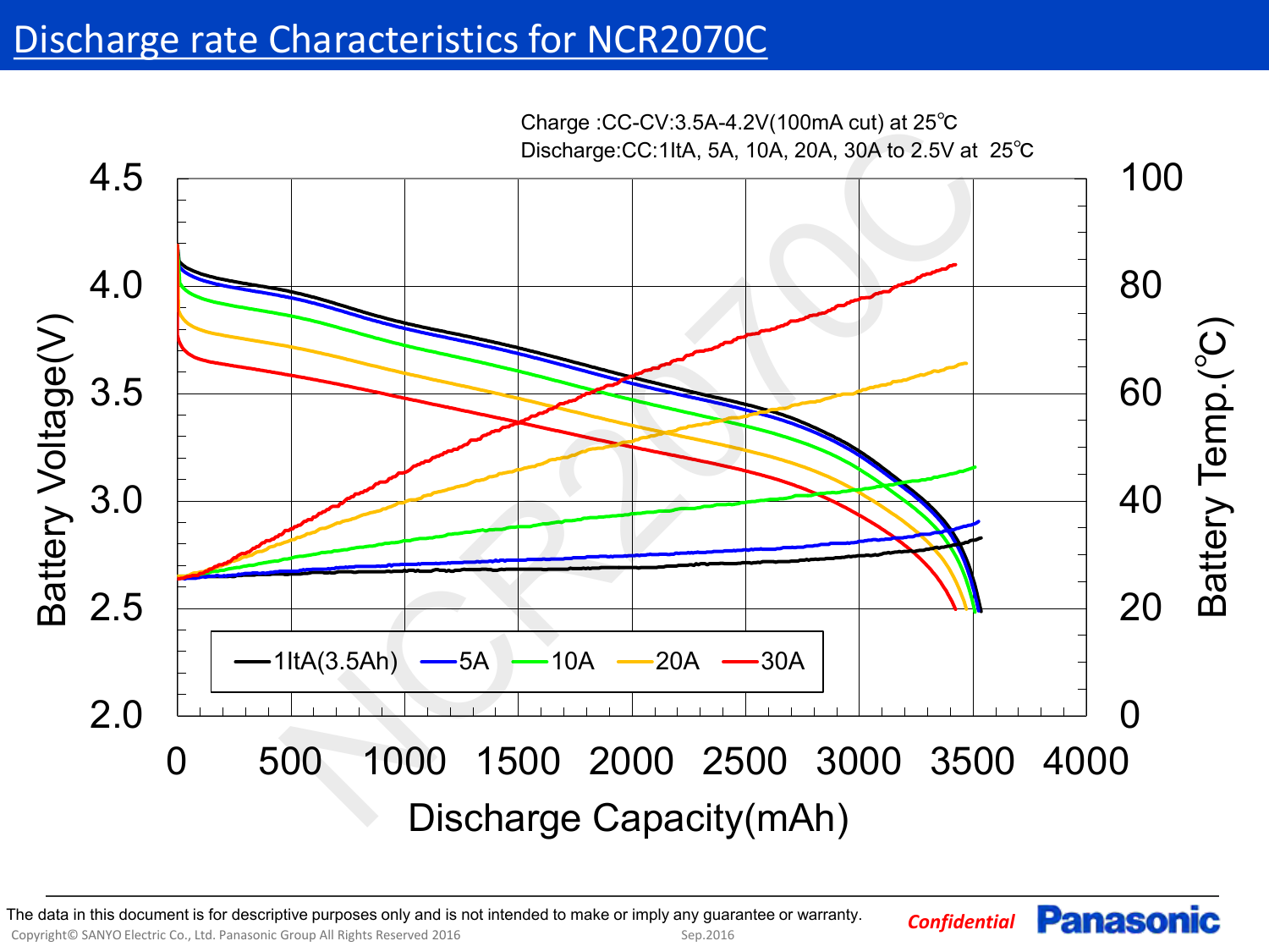# Discharge rate Characteristics for NCR2070C

Charge :CC-CV:3.5A-4.2V(100mA cut) at 25℃

Discharge:CC:1ItA, 5A, 10A, 20A, 30A to 2.5V at 25℃

Battery Voltage(V)

Battery Temp.(℃)

Discharge Capacity(mAh)

1ItA(3.5Ah) 5A 10A 20A 30A

The data in this document is for descriptive purposes only and is not intended to make or imply any guarantee or warranty.

Copyright© SANYO Electric Co., Ltd. Panasonic Group All Rights Reserved 2016 Sep.2016

*Confidential* **Panasonic**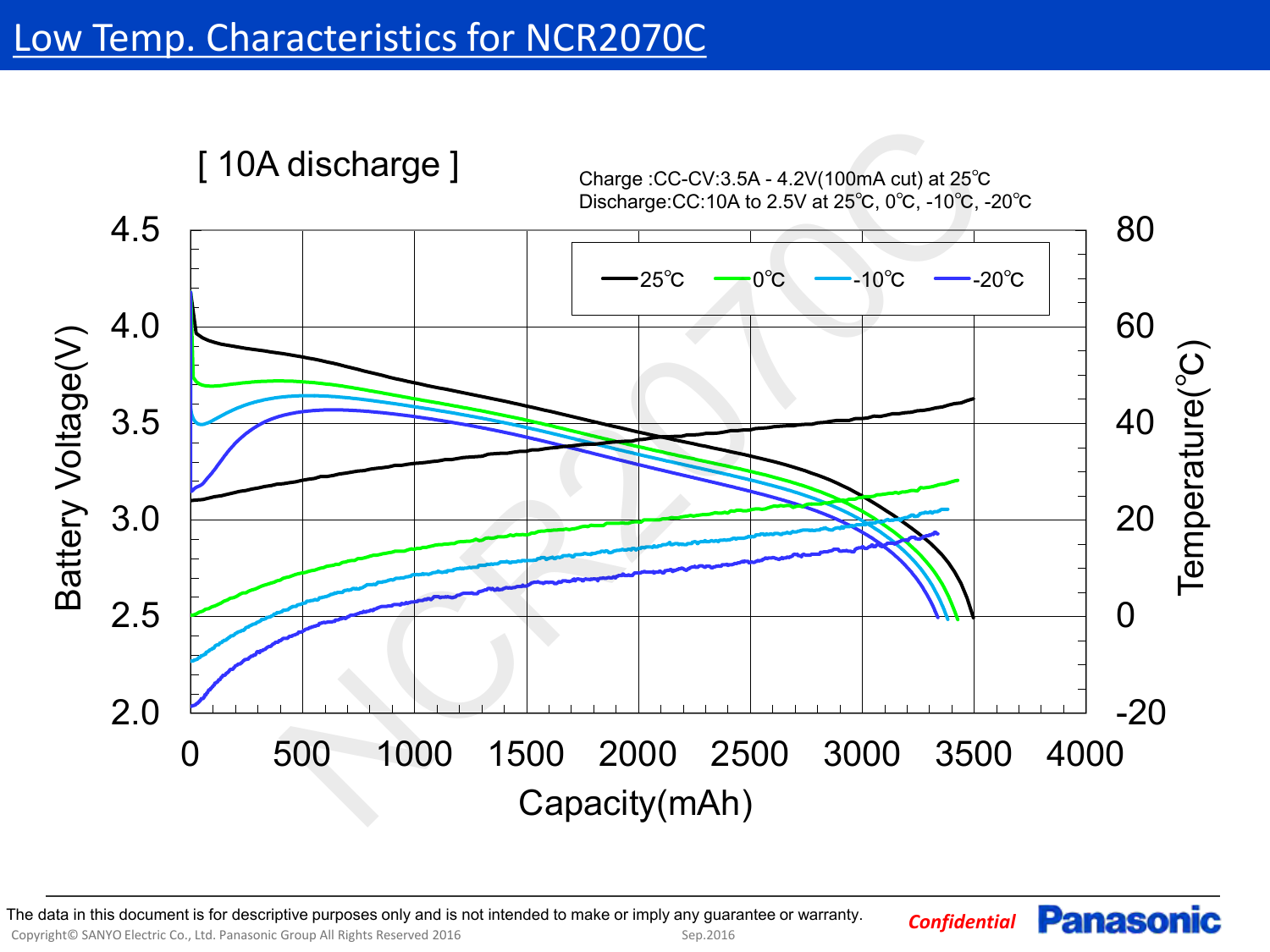# Low Temp. Characteristics for NCR2070C

[ 10A discharge ]

Charge :CC-CV:3.5A - 4.2V(100mA cut) at 25℃
Discharge:CC:10A to 2.5V at 25℃, 0℃, -10℃, -20℃

Legend: 25℃, 0℃, -10℃, -20℃

Battery Voltage(V) (2.0 – 4.5) / Temperature(℃) (-20 – 80) vs. Capacity(mAh) (0 – 4000)

The data in this document is for descriptive purposes only and is not intended to make or imply any guarantee or warranty.

Copyright© SANYO Electric Co., Ltd. Panasonic Group All Rights Reserved 2016 Sep.2016

*Confidential* Panasonic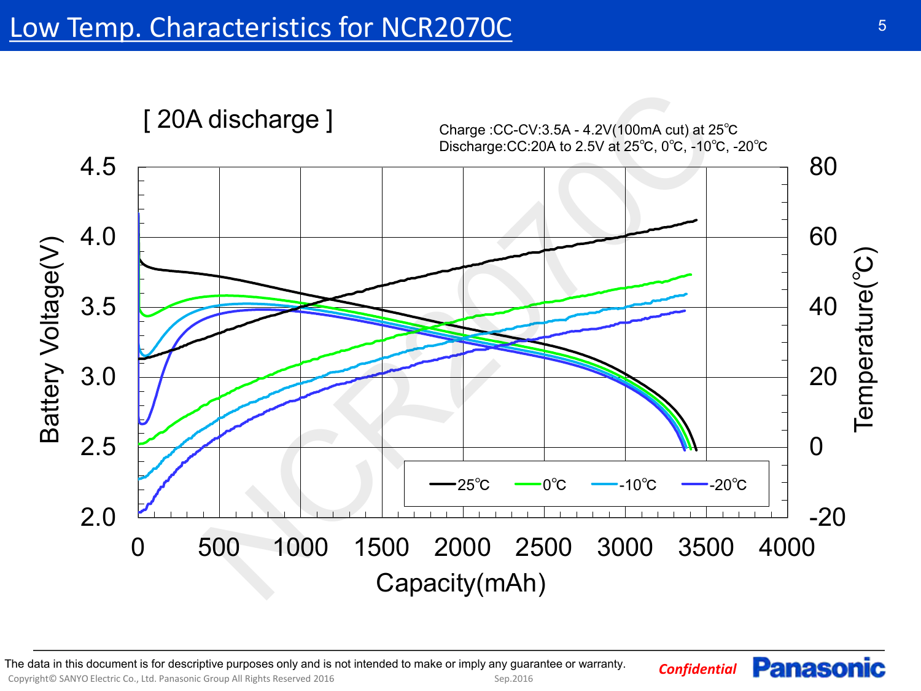# Low Temp. Characteristics for NCR2070C

[ 20A discharge ]

Charge :CC-CV:3.5A - 4.2V(100mA cut) at 25℃
Discharge:CC:20A to 2.5V at 25℃, 0℃, -10℃, -20℃

Battery Voltage(V) | Temperature(℃) | Capacity(mAh)

Legend: 25℃, 0℃, -10℃, -20℃

The data in this document is for descriptive purposes only and is not intended to make or imply any guarantee or warranty.

Copyright© SANYO Electric Co., Ltd. Panasonic Group All Rights Reserved 2016 Sep.2016

*Confidential*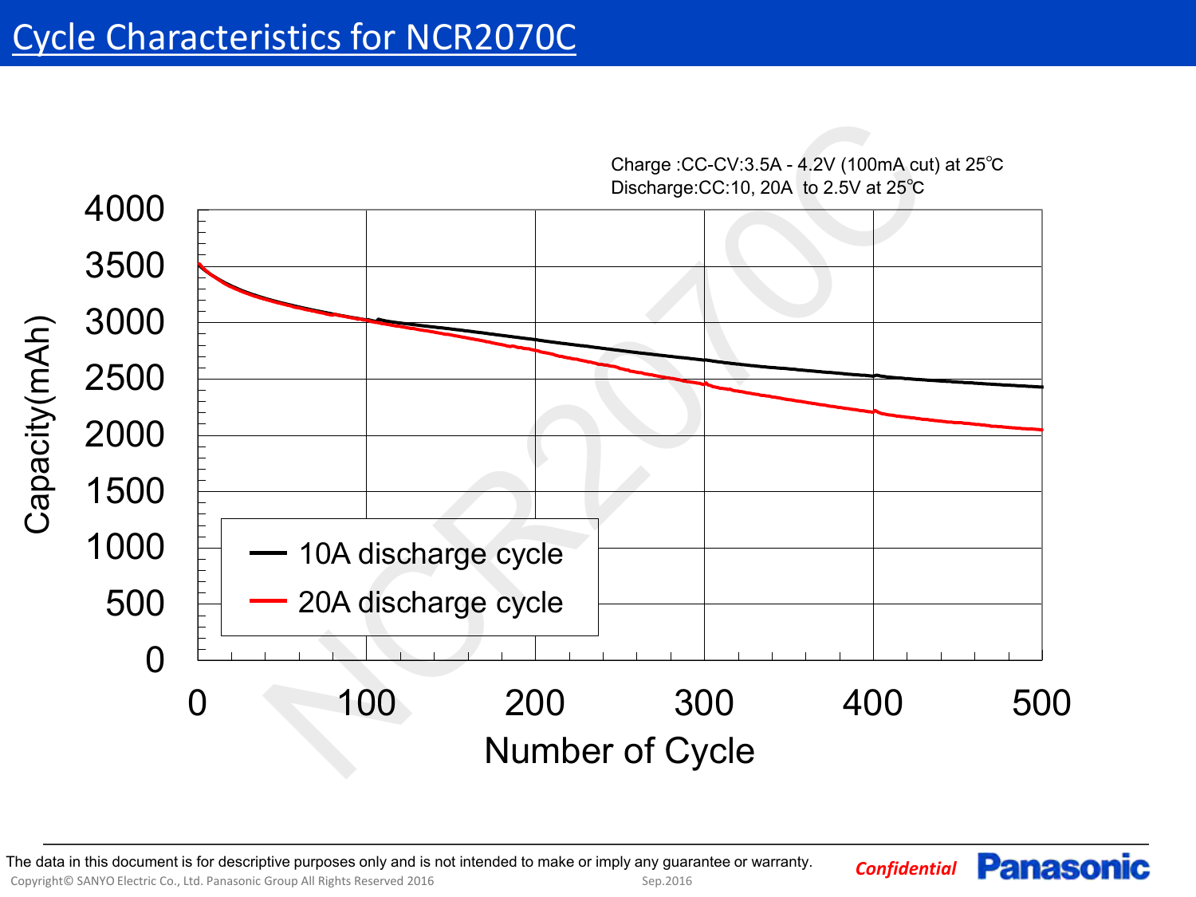# Cycle Characteristics for NCR2070C

Charge :CC-CV:3.5A - 4.2V (100mA cut) at 25℃
Discharge:CC:10, 20A to 2.5V at 25℃

Capacity(mAh): 0, 500, 1000, 1500, 2000, 2500, 3000, 3500, 4000

Number of Cycle: 0, 100, 200, 300, 400, 500

- 10A discharge cycle
- 20A discharge cycle

The data in this document is for descriptive purposes only and is not intended to make or imply any guarantee or warranty.

Copyright© SANYO Electric Co., Ltd. Panasonic Group All Rights Reserved 2016 Sep.2016

*Confidential* **Panasonic**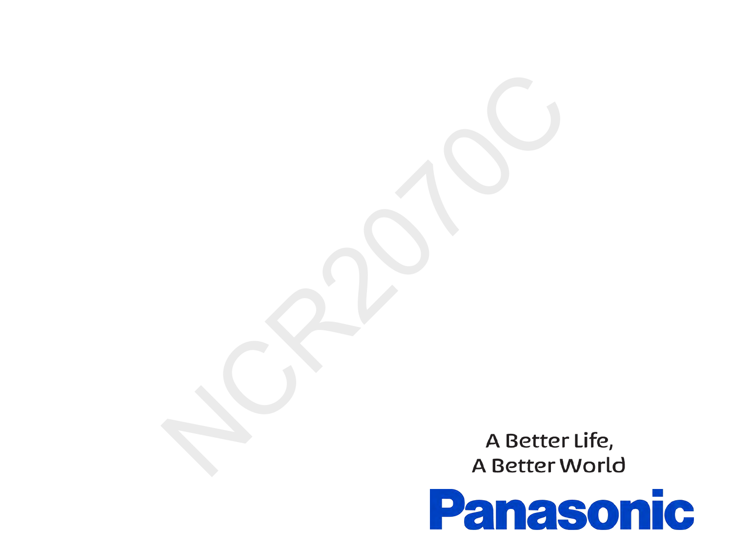NCR2070C

A Better Life,
A Better World

Panasonic